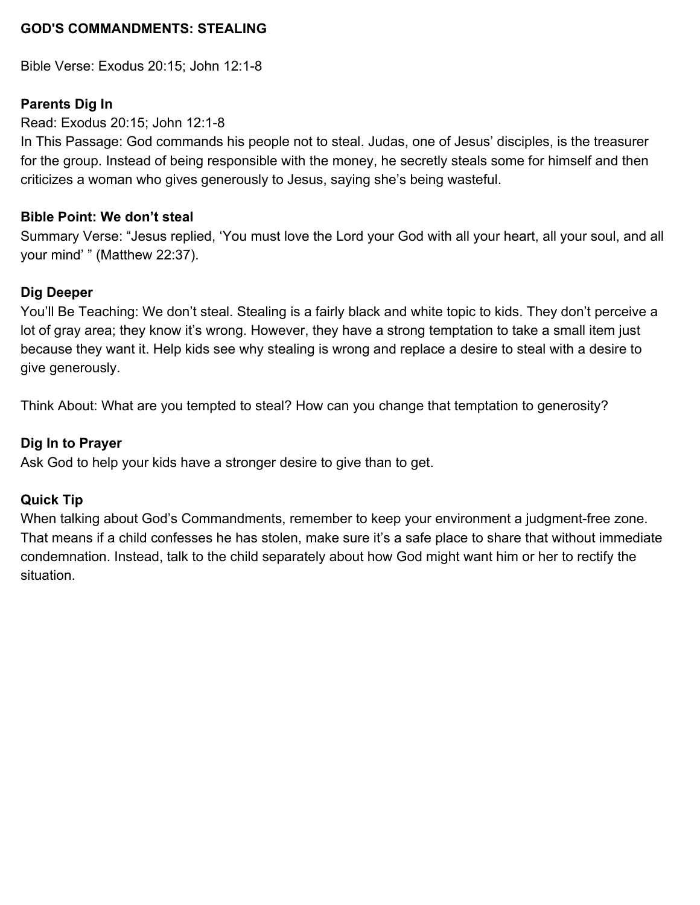# GOD'S COMMANDMENTS: STEALING

Bible Verse: Exodus 20:15; John 12:1-8

## Parents Dig In

Read: Exodus 20:15; John 12:1-8

In This Passage: God commands his people not to steal. Judas, one of Jesus' disciples, is the treasurer for the group. Instead of being responsible with the money, he secretly steals some for himself and then criticizes a woman who gives generously to Jesus, saying she's being wasteful.

## Bible Point: We don't steal

Summary Verse: "Jesus replied, 'You must love the Lord your God with all your heart, all your soul, and all your mind' " (Matthew 22:37).

## Dig Deeper

You'll Be Teaching: We don't steal. Stealing is a fairly black and white topic to kids. They don't perceive a lot of gray area; they know it's wrong. However, they have a strong temptation to take a small item just because they want it. Help kids see why stealing is wrong and replace a desire to steal with a desire to give generously.

Think About: What are you tempted to steal? How can you change that temptation to generosity?

## Dig In to Prayer

Ask God to help your kids have a stronger desire to give than to get.

## Quick Tip

When talking about God's Commandments, remember to keep your environment a judgment-free zone. That means if a child confesses he has stolen, make sure it's a safe place to share that without immediate condemnation. Instead, talk to the child separately about how God might want him or her to rectify the situation.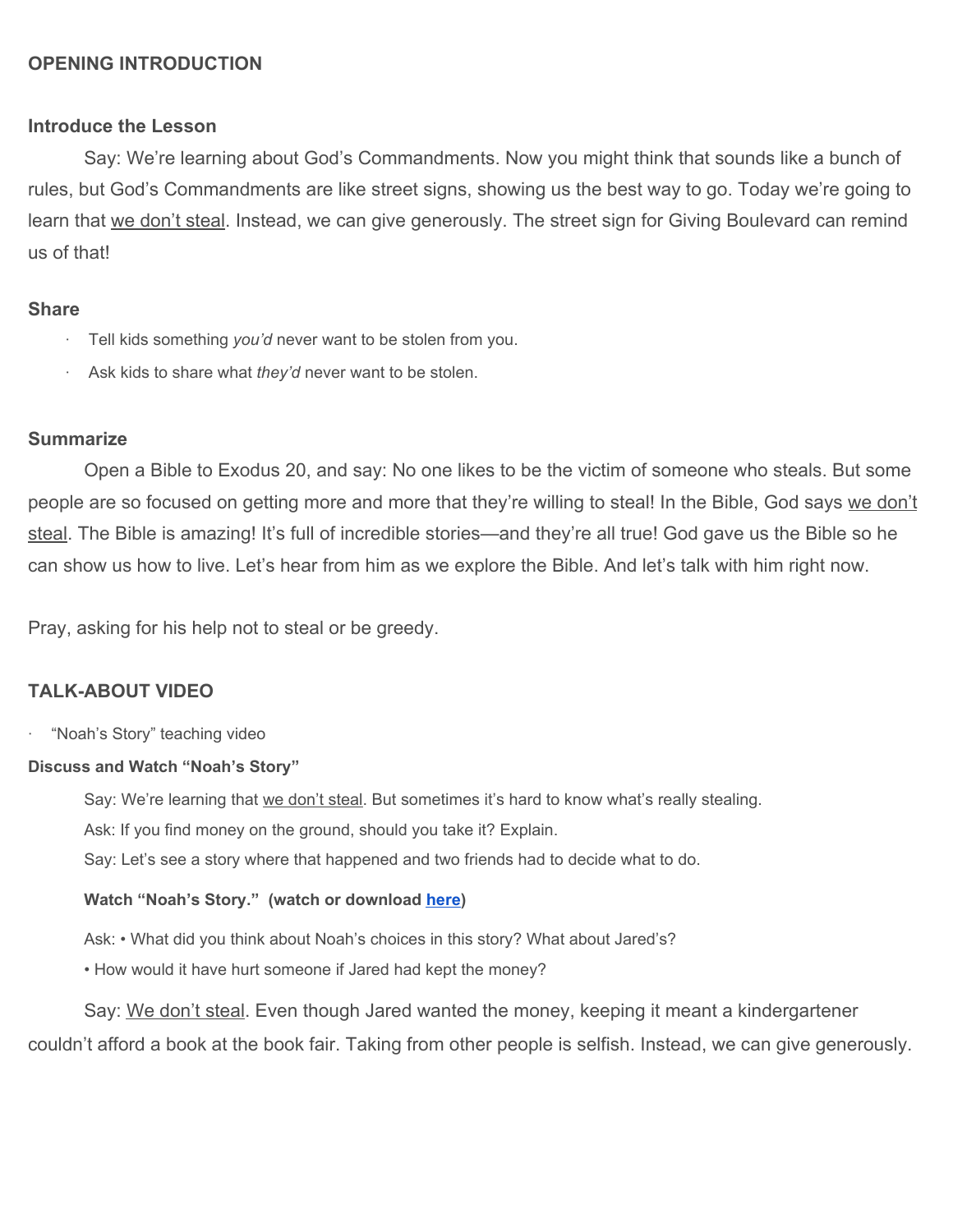## OPENING INTRODUCTION

### Introduce the Lesson

Say: We're learning about God's Commandments. Now you might think that sounds like a bunch of rules, but God's Commandments are like street signs, showing us the best way to go. Today we're going to learn that we don't steal. Instead, we can give generously. The street sign for Giving Boulevard can remind us of that!

### Share

- Tell kids something *you'd* never want to be stolen from you.
- Ask kids to share what *they'd* never want to be stolen.

### Summarize

Open a Bible to Exodus 20, and say: No one likes to be the victim of someone who steals. But some people are so focused on getting more and more that they're willing to steal! In the Bible, God says we don't steal. The Bible is amazing! It's full of incredible stories—and they're all true! God gave us the Bible so he can show us how to live. Let's hear from him as we explore the Bible. And let's talk with him right now.

Pray, asking for his help not to steal or be greedy.

## TALK-ABOUT VIDEO

- "Noah's Story" teaching video

#### Discuss and Watch "Noah's Story"

Say: We're learning that we don't steal. But sometimes it's hard to know what's really stealing.

Ask: If you find money on the ground, should you take it? Explain.

Say: Let's see a story where that happened and two friends had to decide what to do.

**Watch "Noah's Story." (watch or download here)**

Ask: • What did you think about Noah's choices in this story? What about Jared's?

• How would it have hurt someone if Jared had kept the money?

Say: We don't steal. Even though Jared wanted the money, keeping it meant a kindergartener couldn't afford a book at the book fair. Taking from other people is selfish. Instead, we can give generously.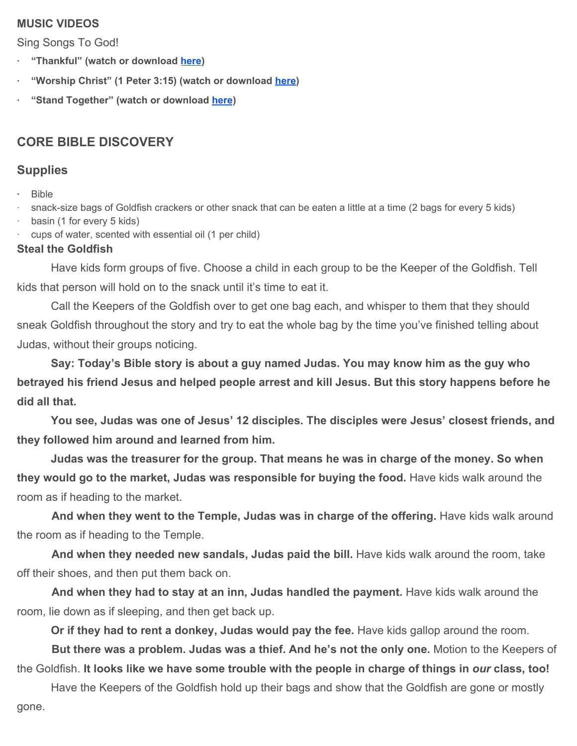**MUSIC VIDEOS**

Sing Songs To God!

- **“Thankful” (watch or download here)**
- **“Worship Christ” (1 Peter 3:15) (watch or download here)**
- **“Stand Together” (watch or download here)**

## CORE BIBLE DISCOVERY

### Supplies

- Bible
- snack-size bags of Goldfish crackers or other snack that can be eaten a little at a time (2 bags for every 5 kids)
- basin (1 for every 5 kids)
- cups of water, scented with essential oil (1 per child)

**Steal the Goldfish**

Have kids form groups of five. Choose a child in each group to be the Keeper of the Goldfish. Tell kids that person will hold on to the snack until it’s time to eat it.

Call the Keepers of the Goldfish over to get one bag each, and whisper to them that they should sneak Goldfish throughout the story and try to eat the whole bag by the time you’ve finished telling about Judas, without their groups noticing.

**Say: Today’s Bible story is about a guy named Judas. You may know him as the guy who betrayed his friend Jesus and helped people arrest and kill Jesus. But this story happens before he did all that.**

**You see, Judas was one of Jesus’ 12 disciples. The disciples were Jesus’ closest friends, and they followed him around and learned from him.**

**Judas was the treasurer for the group. That means he was in charge of the money. So when they would go to the market, Judas was responsible for buying the food.** Have kids walk around the room as if heading to the market.

**And when they went to the Temple, Judas was in charge of the offering.** Have kids walk around the room as if heading to the Temple.

**And when they needed new sandals, Judas paid the bill.** Have kids walk around the room, take off their shoes, and then put them back on.

**And when they had to stay at an inn, Judas handled the payment.** Have kids walk around the room, lie down as if sleeping, and then get back up.

**Or if they had to rent a donkey, Judas would pay the fee.** Have kids gallop around the room.

**But there was a problem. Judas was a thief. And he’s not the only one.** Motion to the Keepers of the Goldfish. **It looks like we have some trouble with the people in charge of things in *our* class, too!**

Have the Keepers of the Goldfish hold up their bags and show that the Goldfish are gone or mostly gone.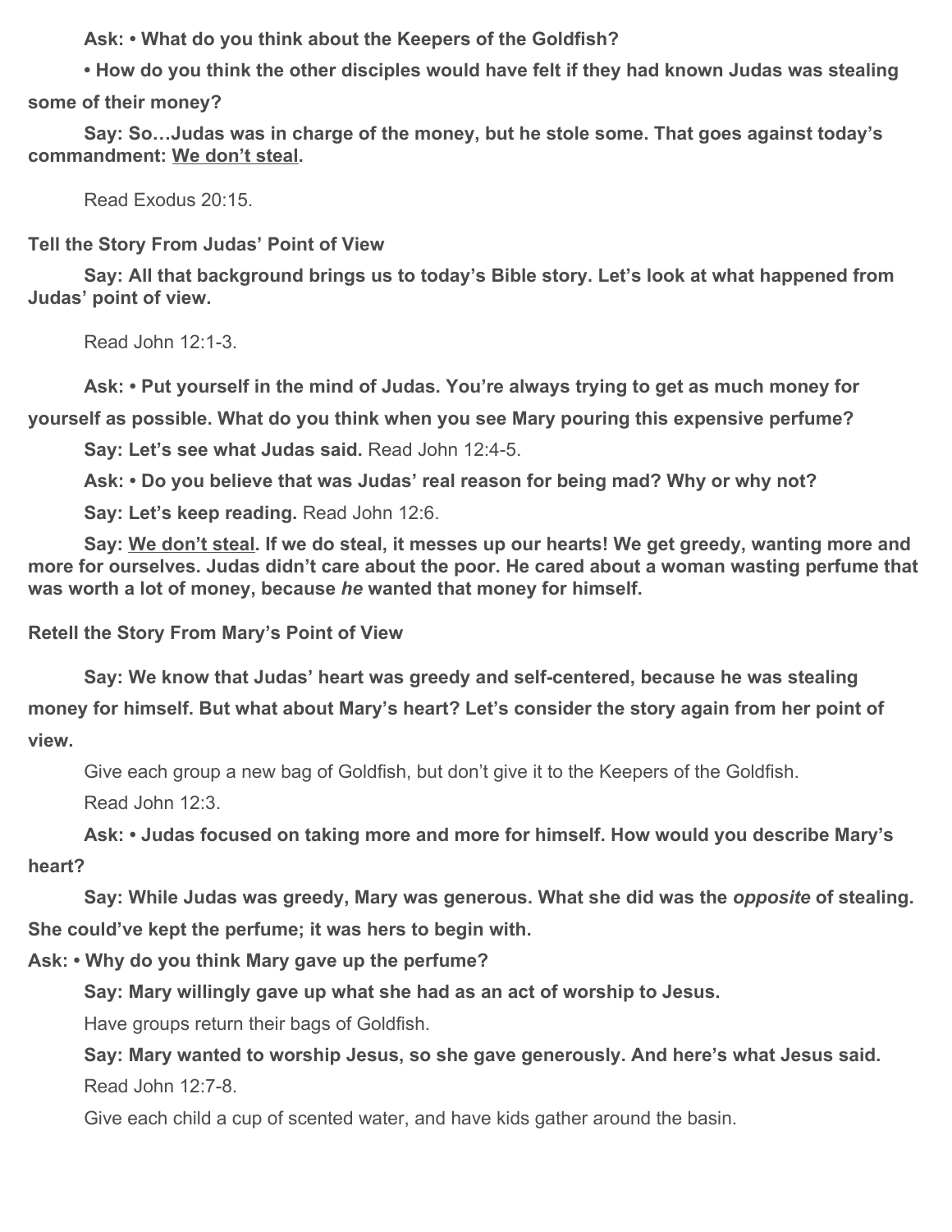**Ask: • What do you think about the Keepers of the Goldfish?**

**• How do you think the other disciples would have felt if they had known Judas was stealing some of their money?**

**Say: So…Judas was in charge of the money, but he stole some. That goes against today's commandment: <u>We don't steal</u>.**

Read Exodus 20:15.

**Tell the Story From Judas' Point of View**

**Say: All that background brings us to today's Bible story. Let's look at what happened from Judas' point of view.**

Read John 12:1-3.

**Ask: • Put yourself in the mind of Judas. You're always trying to get as much money for yourself as possible. What do you think when you see Mary pouring this expensive perfume?**

**Say: Let's see what Judas said.** Read John 12:4-5.

**Ask: • Do you believe that was Judas' real reason for being mad? Why or why not?**

**Say: Let's keep reading.** Read John 12:6.

**Say: <u>We don't steal</u>. If we do steal, it messes up our hearts! We get greedy, wanting more and more for ourselves. Judas didn't care about the poor. He cared about a woman wasting perfume that was worth a lot of money, because *he* wanted that money for himself.**

**Retell the Story From Mary's Point of View**

**Say: We know that Judas' heart was greedy and self-centered, because he was stealing money for himself. But what about Mary's heart? Let's consider the story again from her point of view.**

Give each group a new bag of Goldfish, but don't give it to the Keepers of the Goldfish.

Read John 12:3.

**Ask: • Judas focused on taking more and more for himself. How would you describe Mary's heart?**

**Say: While Judas was greedy, Mary was generous. What she did was the *opposite* of stealing. She could've kept the perfume; it was hers to begin with.**

**Ask: • Why do you think Mary gave up the perfume?**

**Say: Mary willingly gave up what she had as an act of worship to Jesus.**

Have groups return their bags of Goldfish.

**Say: Mary wanted to worship Jesus, so she gave generously. And here's what Jesus said.**

Read John 12:7-8.

Give each child a cup of scented water, and have kids gather around the basin.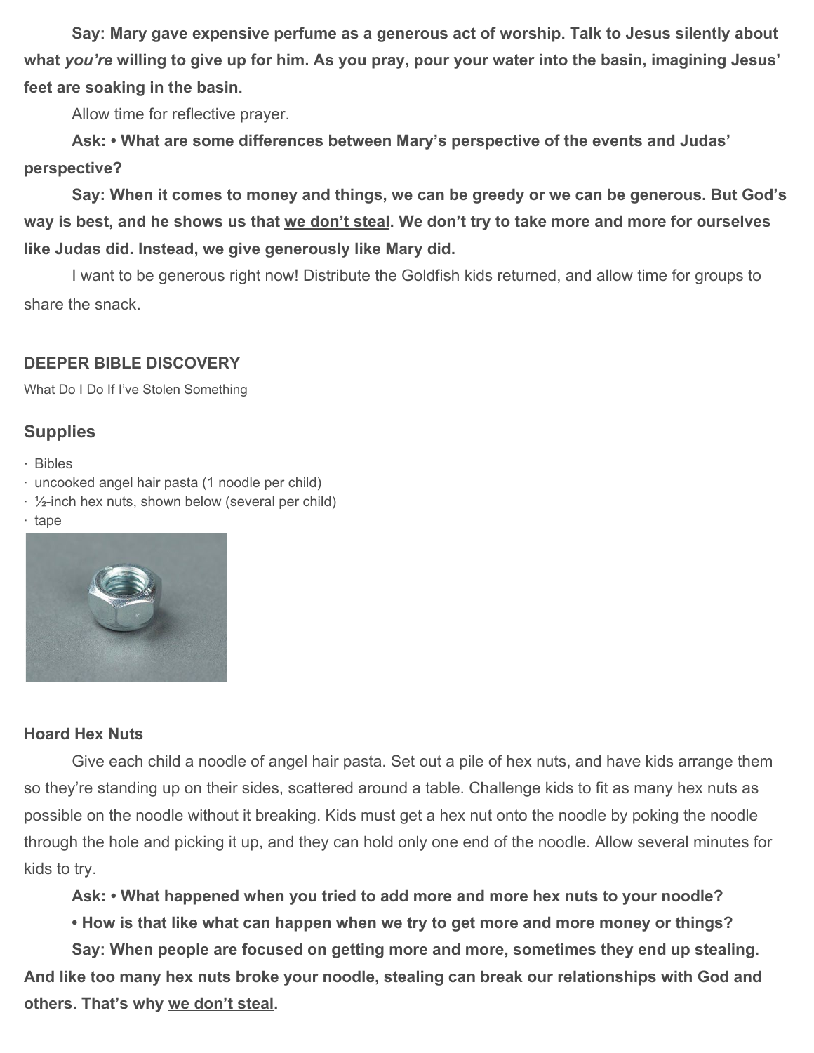**Say: Mary gave expensive perfume as a generous act of worship. Talk to Jesus silently about what *you're* willing to give up for him. As you pray, pour your water into the basin, imagining Jesus' feet are soaking in the basin.**

Allow time for reflective prayer.

**Ask: • What are some differences between Mary's perspective of the events and Judas' perspective?**

**Say: When it comes to money and things, we can be greedy or we can be generous. But God's way is best, and he shows us that <u>we don't steal</u>. We don't try to take more and more for ourselves like Judas did. Instead, we give generously like Mary did.**

I want to be generous right now! Distribute the Goldfish kids returned, and allow time for groups to share the snack.

**DEEPER BIBLE DISCOVERY**

What Do I Do If I've Stolen Something

## Supplies

- Bibles
- uncooked angel hair pasta (1 noodle per child)
- ½-inch hex nuts, shown below (several per child)
- tape

**Hoard Hex Nuts**

Give each child a noodle of angel hair pasta. Set out a pile of hex nuts, and have kids arrange them so they're standing up on their sides, scattered around a table. Challenge kids to fit as many hex nuts as possible on the noodle without it breaking. Kids must get a hex nut onto the noodle by poking the noodle through the hole and picking it up, and they can hold only one end of the noodle. Allow several minutes for kids to try.

**Ask: • What happened when you tried to add more and more hex nuts to your noodle?**

**• How is that like what can happen when we try to get more and more money or things?**

**Say: When people are focused on getting more and more, sometimes they end up stealing. And like too many hex nuts broke your noodle, stealing can break our relationships with God and others. That's why <u>we don't steal</u>.**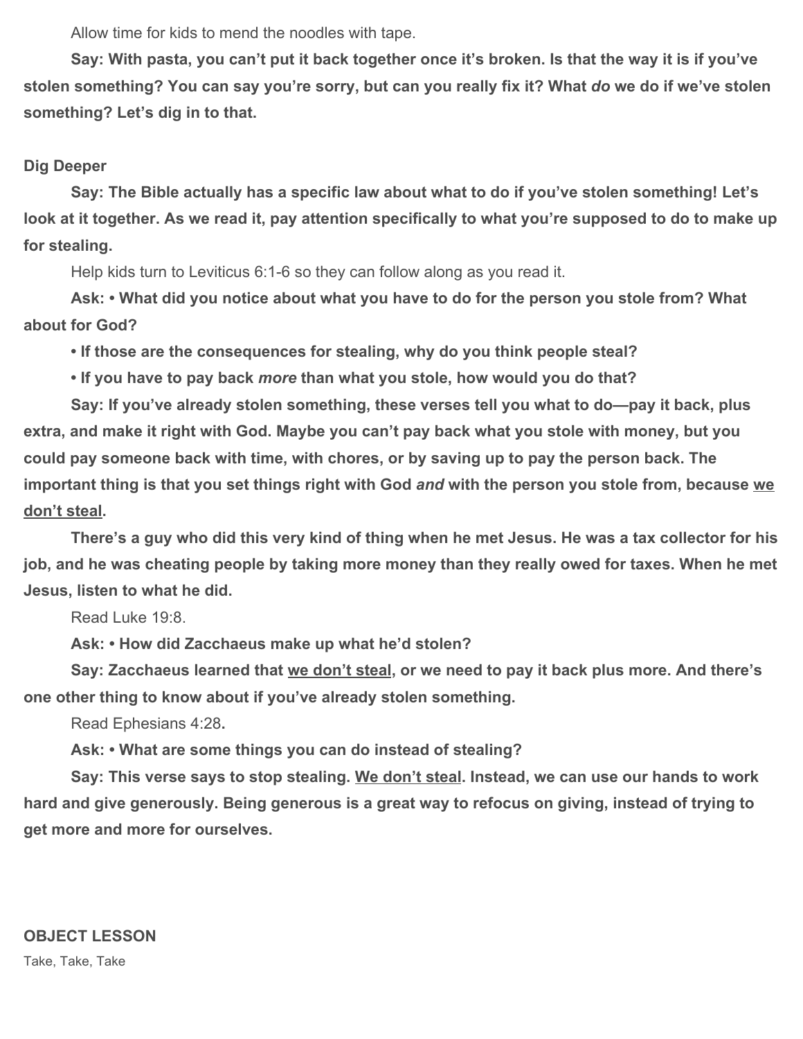Allow time for kids to mend the noodles with tape.

**Say: With pasta, you can't put it back together once it's broken. Is that the way it is if you've stolen something? You can say you're sorry, but can you really fix it? What *do* we do if we've stolen something? Let's dig in to that.**

**Dig Deeper**

**Say: The Bible actually has a specific law about what to do if you've stolen something! Let's look at it together. As we read it, pay attention specifically to what you're supposed to do to make up for stealing.**

Help kids turn to Leviticus 6:1-6 so they can follow along as you read it.

**Ask: • What did you notice about what you have to do for the person you stole from? What about for God?**

**• If those are the consequences for stealing, why do you think people steal?**

**• If you have to pay back *more* than what you stole, how would you do that?**

**Say: If you've already stolen something, these verses tell you what to do—pay it back, plus extra, and make it right with God. Maybe you can't pay back what you stole with money, but you could pay someone back with time, with chores, or by saving up to pay the person back. The important thing is that you set things right with God *and* with the person you stole from, because <u>we don't steal</u>.**

**There's a guy who did this very kind of thing when he met Jesus. He was a tax collector for his job, and he was cheating people by taking more money than they really owed for taxes. When he met Jesus, listen to what he did.**

Read Luke 19:8.

**Ask: • How did Zacchaeus make up what he'd stolen?**

**Say: Zacchaeus learned that <u>we don't steal</u>, or we need to pay it back plus more. And there's one other thing to know about if you've already stolen something.**

Read Ephesians 4:28**.**

**Ask: • What are some things you can do instead of stealing?**

**Say: This verse says to stop stealing. <u>We don't steal</u>. Instead, we can use our hands to work hard and give generously. Being generous is a great way to refocus on giving, instead of trying to get more and more for ourselves.**

**OBJECT LESSON**

Take, Take, Take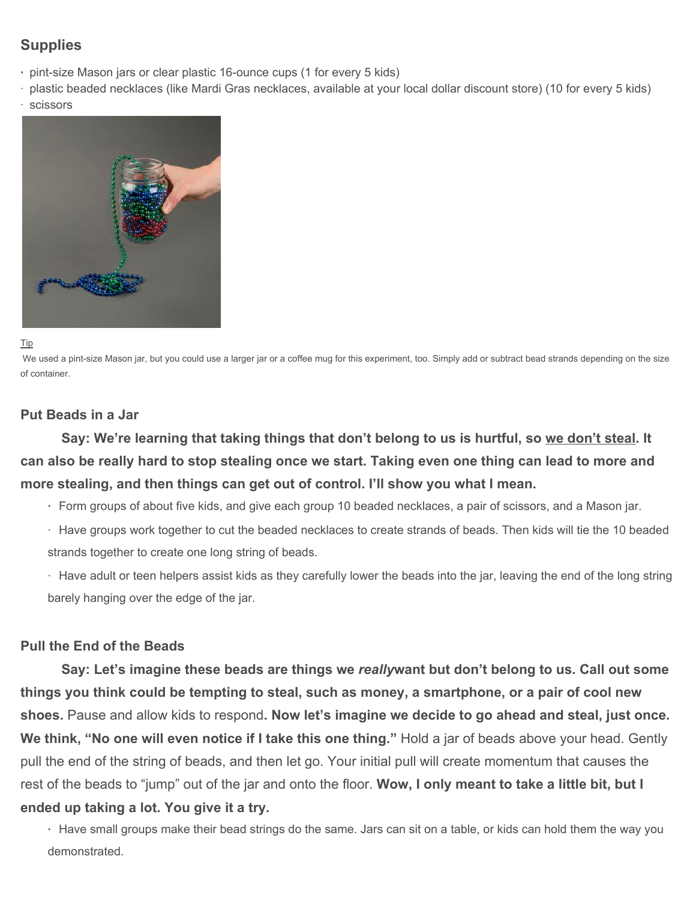## Supplies

- pint-size Mason jars or clear plastic 16-ounce cups (1 for every 5 kids)
- plastic beaded necklaces (like Mardi Gras necklaces, available at your local dollar discount store) (10 for every 5 kids)
- scissors

Tip

We used a pint-size Mason jar, but you could use a larger jar or a coffee mug for this experiment, too. Simply add or subtract bead strands depending on the size of container.

### Put Beads in a Jar

**Say: We're learning that taking things that don't belong to us is hurtful, so we don't steal. It can also be really hard to stop stealing once we start. Taking even one thing can lead to more and more stealing, and then things can get out of control. I'll show you what I mean.**

- Form groups of about five kids, and give each group 10 beaded necklaces, a pair of scissors, and a Mason jar.
- Have groups work together to cut the beaded necklaces to create strands of beads. Then kids will tie the 10 beaded strands together to create one long string of beads.
- Have adult or teen helpers assist kids as they carefully lower the beads into the jar, leaving the end of the long string barely hanging over the edge of the jar.

### Pull the End of the Beads

**Say: Let's imagine these beads are things we *really*want but don't belong to us. Call out some things you think could be tempting to steal, such as money, a smartphone, or a pair of cool new shoes.** Pause and allow kids to respond**. Now let's imagine we decide to go ahead and steal, just once. We think, "No one will even notice if I take this one thing."** Hold a jar of beads above your head. Gently pull the end of the string of beads, and then let go. Your initial pull will create momentum that causes the rest of the beads to "jump" out of the jar and onto the floor. **Wow, I only meant to take a little bit, but I ended up taking a lot. You give it a try.**

- Have small groups make their bead strings do the same. Jars can sit on a table, or kids can hold them the way you demonstrated.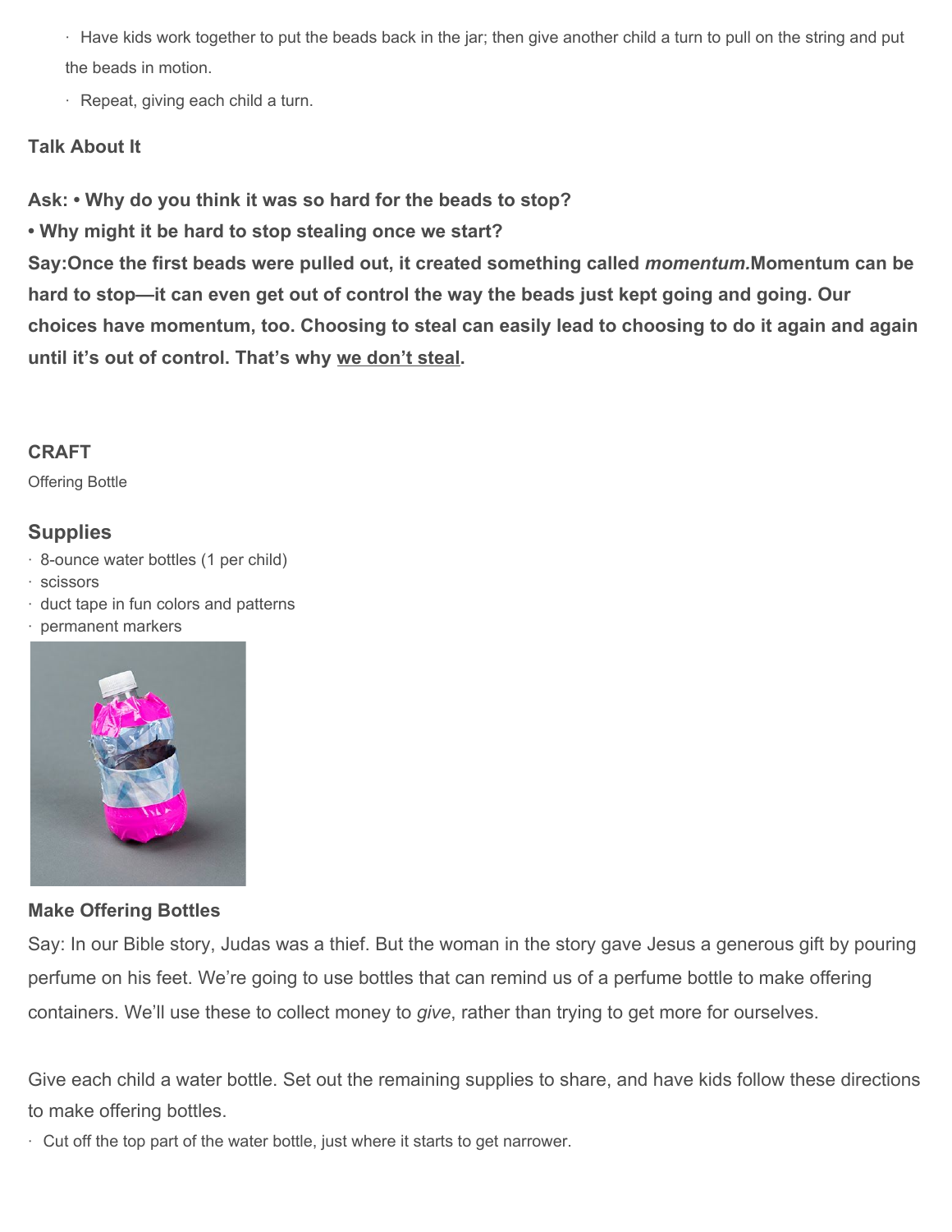- Have kids work together to put the beads back in the jar; then give another child a turn to pull on the string and put the beads in motion.
- Repeat, giving each child a turn.

**Talk About It**

**Ask: • Why do you think it was so hard for the beads to stop?**
**• Why might it be hard to stop stealing once we start?**
**Say:Once the first beads were pulled out, it created something called *momentum*.Momentum can be hard to stop—it can even get out of control the way the beads just kept going and going. Our choices have momentum, too. Choosing to steal can easily lead to choosing to do it again and again until it's out of control. That's why <u>we don't steal</u>.**

## CRAFT

Offering Bottle

## Supplies

- 8-ounce water bottles (1 per child)
- scissors
- duct tape in fun colors and patterns
- permanent markers

**Make Offering Bottles**

Say: In our Bible story, Judas was a thief. But the woman in the story gave Jesus a generous gift by pouring perfume on his feet. We're going to use bottles that can remind us of a perfume bottle to make offering containers. We'll use these to collect money to *give*, rather than trying to get more for ourselves.

Give each child a water bottle. Set out the remaining supplies to share, and have kids follow these directions to make offering bottles.

- Cut off the top part of the water bottle, just where it starts to get narrower.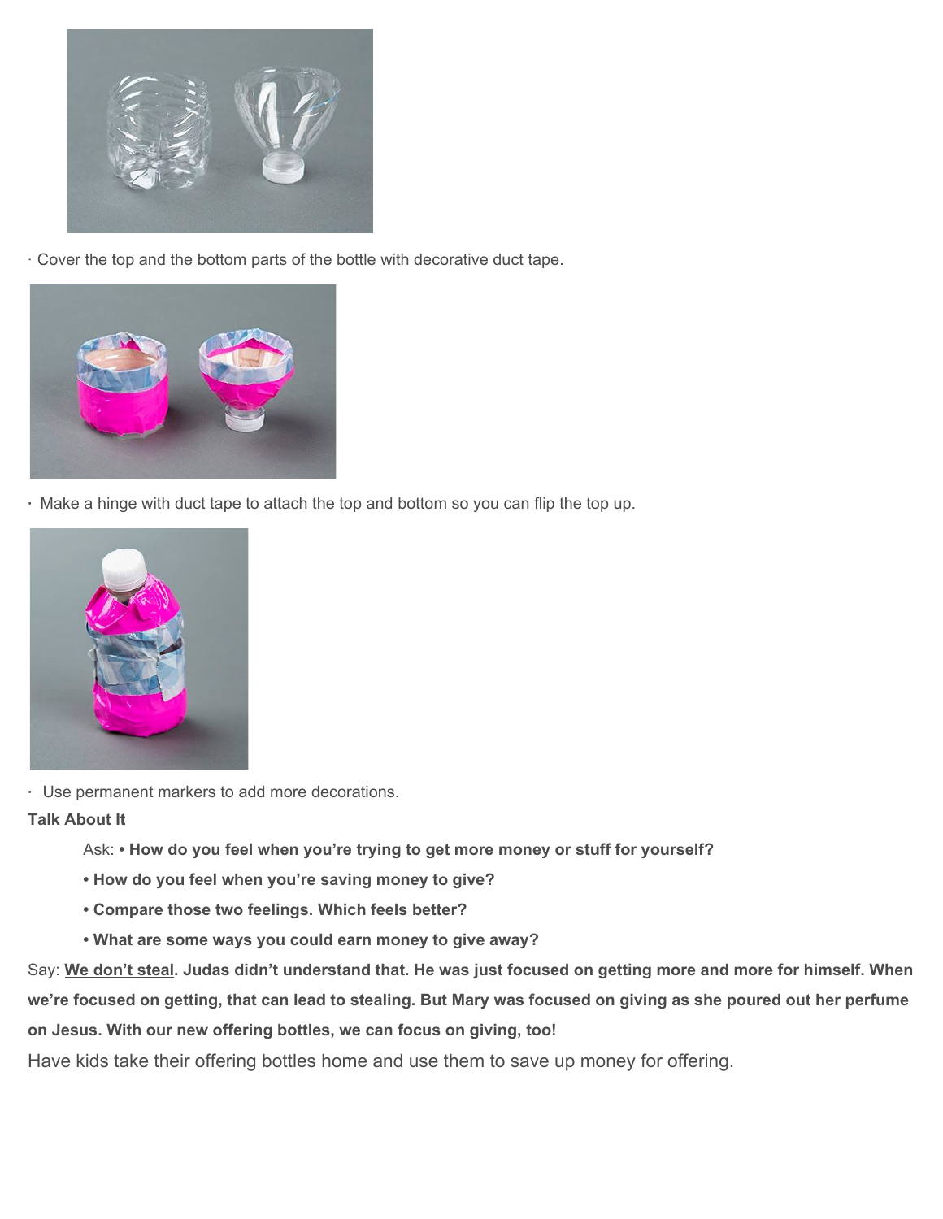· Cover the top and the bottom parts of the bottle with decorative duct tape.

· Make a hinge with duct tape to attach the top and bottom so you can flip the top up.

· Use permanent markers to add more decorations.

**Talk About It**

Ask: **• How do you feel when you're trying to get more money or stuff for yourself?**

**• How do you feel when you're saving money to give?**

**• Compare those two feelings. Which feels better?**

**• What are some ways you could earn money to give away?**

Say: **We don't steal. Judas didn't understand that. He was just focused on getting more and more for himself. When we're focused on getting, that can lead to stealing. But Mary was focused on giving as she poured out her perfume on Jesus. With our new offering bottles, we can focus on giving, too!**

Have kids take their offering bottles home and use them to save up money for offering.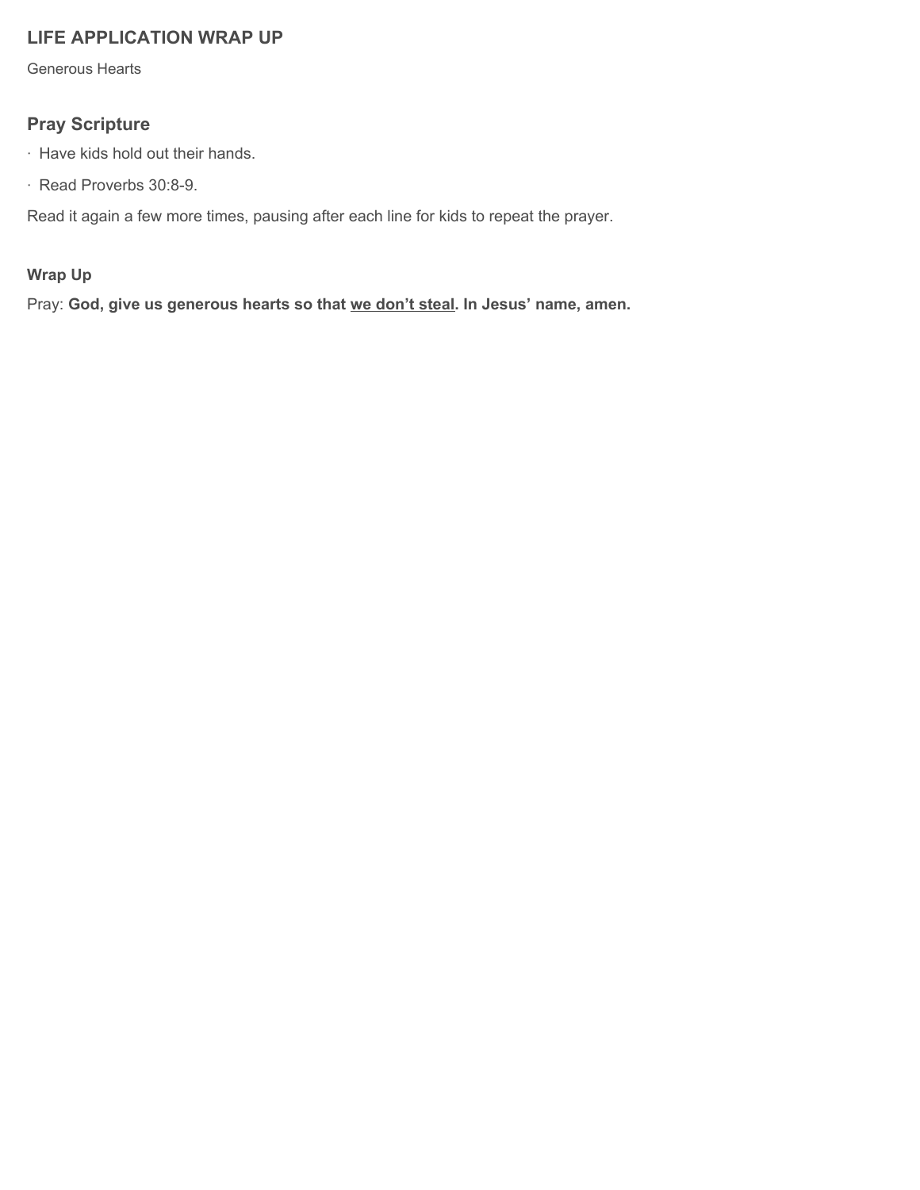## LIFE APPLICATION WRAP UP

Generous Hearts

### Pray Scripture

- Have kids hold out their hands.
- Read Proverbs 30:8-9.

Read it again a few more times, pausing after each line for kids to repeat the prayer.

#### Wrap Up

Pray: **God, give us generous hearts so that <u>we don't steal</u>. In Jesus' name, amen.**